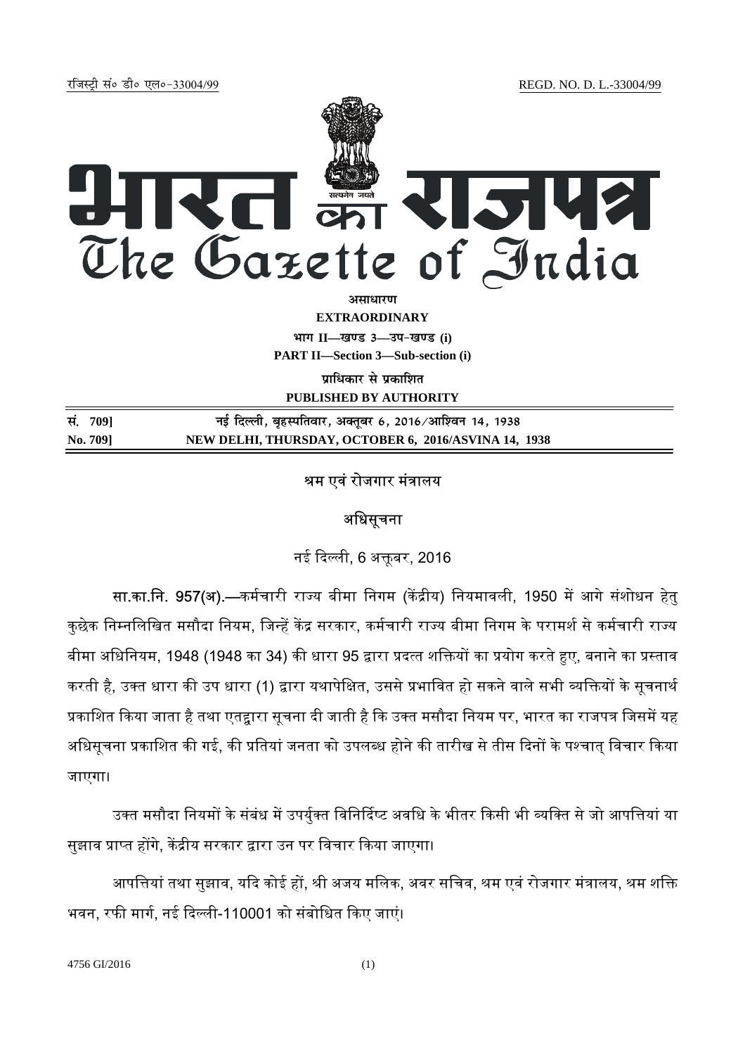रजिस्ट्री सं० डी० एल०-33004/99 REGD. NO. D. L.-33004/99

# भारत का राजपत्र
# The Gazette of India

**असाधारण**

**EXTRAORDINARY**

**भाग II—खण्ड 3—उप-खण्ड (i)**

**PART II—Section 3—Sub-section (i)**

**प्राधिकार से प्रकाशित**

**PUBLISHED BY AUTHORITY**

| | |
|---|---|
| **सं. 709]** | **नई दिल्ली, बृहस्पतिवार, अक्तूबर 6, 2016/आश्विन 14, 1938** |
| **No. 709]** | **NEW DELHI, THURSDAY, OCTOBER 6, 2016/ASVINA 14, 1938** |

## श्रम एवं रोजगार मंत्रालय

## अधिसूचना

नई दिल्ली, 6 अक्तूबर, 2016

**सा.का.नि. 957(अ).**—कर्मचारी राज्य बीमा निगम (केंद्रीय) नियमावली, 1950 में आगे संशोधन हेतु कुछेक निम्नलिखित मसौदा नियम, जिन्हें केंद्र सरकार, कर्मचारी राज्य बीमा निगम के परामर्श से कर्मचारी राज्य बीमा अधिनियम, 1948 (1948 का 34) की धारा 95 द्वारा प्रदत्त शक्तियों का प्रयोग करते हुए, बनाने का प्रस्ताव करती है, उक्त धारा की उप धारा (1) द्वारा यथापेक्षित, उससे प्रभावित हो सकने वाले सभी व्यक्तियों के सूचनार्थ प्रकाशित किया जाता है तथा एतद्वारा सूचना दी जाती है कि उक्त मसौदा नियम पर, भारत का राजपत्र जिसमें यह अधिसूचना प्रकाशित की गई, की प्रतियां जनता को उपलब्ध होने की तारीख से तीस दिनों के पश्चात् विचार किया जाएगा।

उक्त मसौदा नियमों के संबंध में उपर्युक्त विनिर्दिष्ट अवधि के भीतर किसी भी व्यक्ति से जो आपत्तियां या सुझाव प्राप्त होंगे, केंद्रीय सरकार द्वारा उन पर विचार किया जाएगा।

आपत्तियां तथा सुझाव, यदि कोई हों, श्री अजय मलिक, अवर सचिव, श्रम एवं रोजगार मंत्रालय, श्रम शक्ति भवन, रफी मार्ग, नई दिल्ली-110001 को संबोधित किए जाएं।

4756 GI/2016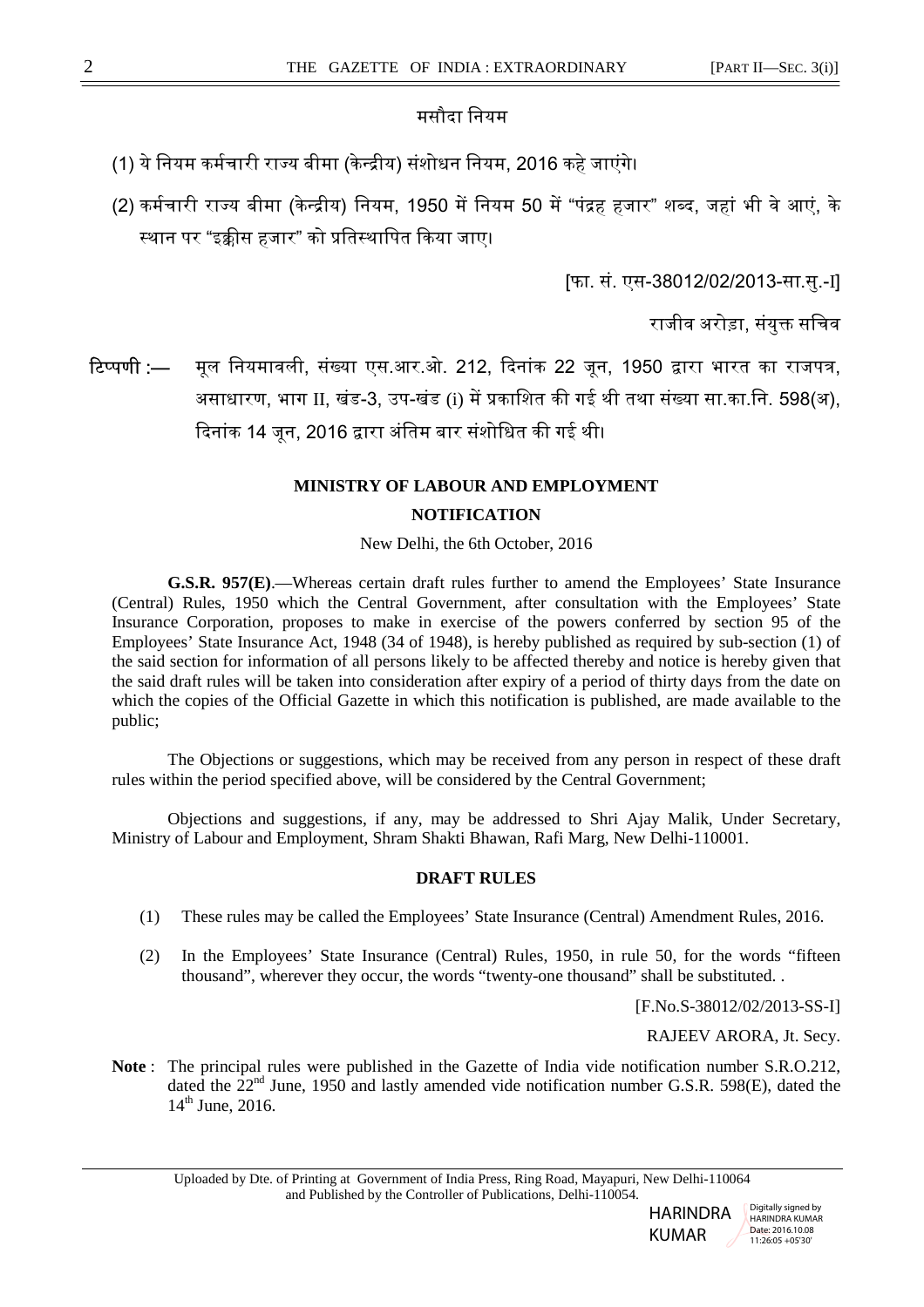### मसौदा नियम

(1) ये नियम कर्मचारी राज्य बीमा (केन्द्रीय) संशोधन नियम, 2016 कहे जाएंगे।

(2) कर्मचारी राज्य बीमा (केन्द्रीय) नियम, 1950 में नियम 50 में "पंद्रह हजार" शब्द, जहां भी वे आएं, के स्थान पर "इक्कीस हजार" को प्रतिस्थापित किया जाए।

[फा. सं. एस-38012/02/2013-सा.सु.-I]

राजीव अरोड़ा, संयुक्त सचिव

**टिप्पणी :—** मूल नियमावली, संख्या एस.आर.ओ. 212, दिनांक 22 जून, 1950 द्वारा भारत का राजपत्र, असाधारण, भाग II, खंड-3, उप-खंड (i) में प्रकाशित की गई थी तथा संख्या सा.का.नि. 598(अ), दिनांक 14 जून, 2016 द्वारा अंतिम बार संशोधित की गई थी।

## MINISTRY OF LABOUR AND EMPLOYMENT

### NOTIFICATION

New Delhi, the 6th October, 2016

**G.S.R. 957(E)**.—Whereas certain draft rules further to amend the Employees' State Insurance (Central) Rules, 1950 which the Central Government, after consultation with the Employees' State Insurance Corporation, proposes to make in exercise of the powers conferred by section 95 of the Employees' State Insurance Act, 1948 (34 of 1948), is hereby published as required by sub-section (1) of the said section for information of all persons likely to be affected thereby and notice is hereby given that the said draft rules will be taken into consideration after expiry of a period of thirty days from the date on which the copies of the Official Gazette in which this notification is published, are made available to the public;

The Objections or suggestions, which may be received from any person in respect of these draft rules within the period specified above, will be considered by the Central Government;

Objections and suggestions, if any, may be addressed to Shri Ajay Malik, Under Secretary, Ministry of Labour and Employment, Shram Shakti Bhawan, Rafi Marg, New Delhi-110001.

### DRAFT RULES

(1) These rules may be called the Employees' State Insurance (Central) Amendment Rules, 2016.

(2) In the Employees' State Insurance (Central) Rules, 1950, in rule 50, for the words "fifteen thousand", wherever they occur, the words "twenty-one thousand" shall be substituted. .

[F.No.S-38012/02/2013-SS-I]

RAJEEV ARORA, Jt. Secy.

**Note** : The principal rules were published in the Gazette of India vide notification number S.R.O.212, dated the 22nd June, 1950 and lastly amended vide notification number G.S.R. 598(E), dated the 14th June, 2016.

Uploaded by Dte. of Printing at Government of India Press, Ring Road, Mayapuri, New Delhi-110064 and Published by the Controller of Publications, Delhi-110054.

HARINDRA KUMAR Digitally signed by HARINDRA KUMAR Date: 2016.10.08 11:26:05 +05'30'